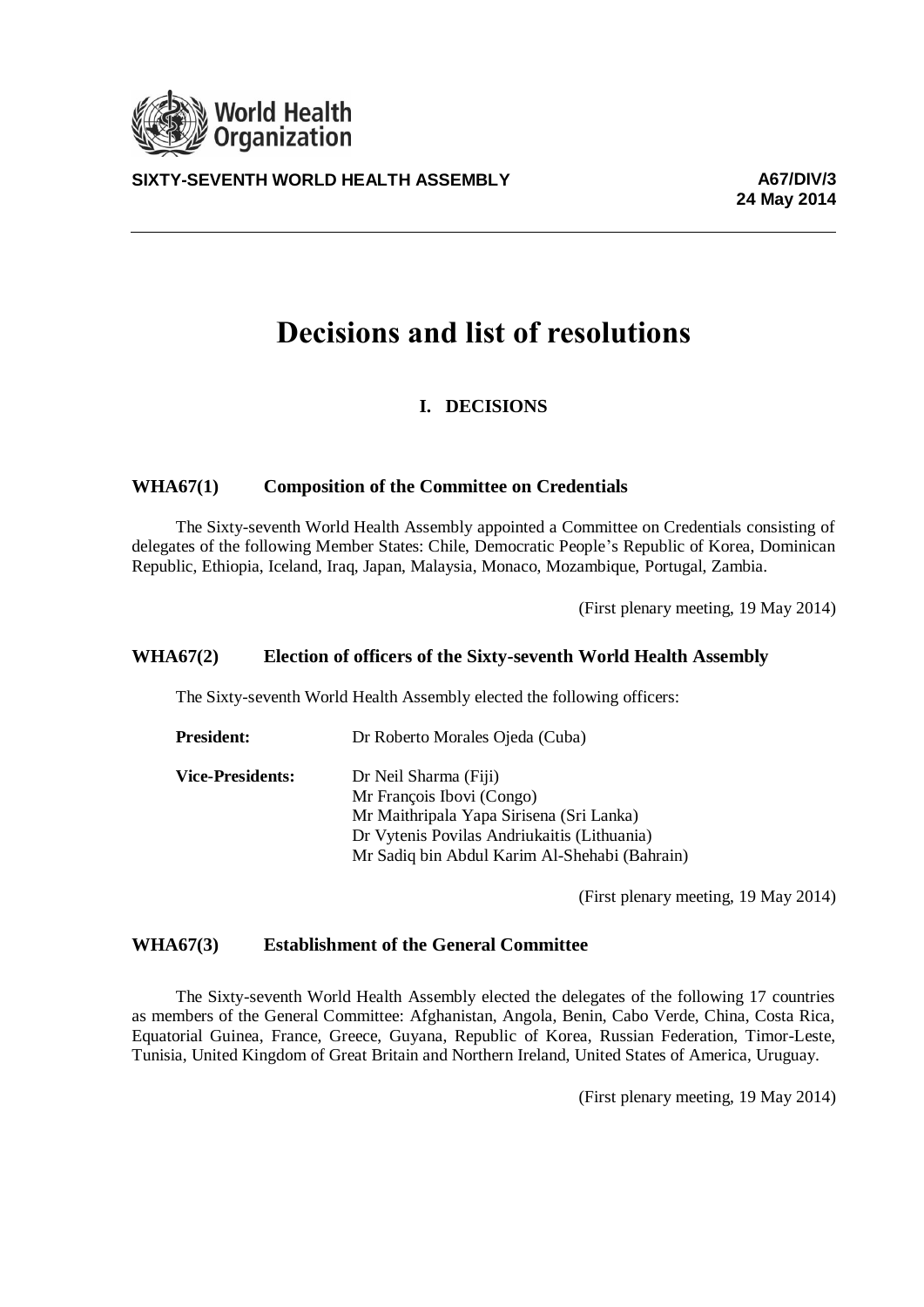**SIXTY-SEVENTH WORLD HEALTH ASSEMBLY** **A67/DIV/3**

**24 May 2014**

# Decisions and list of resolutions

## I. DECISIONS

### WHA67(1) Composition of the Committee on Credentials

The Sixty-seventh World Health Assembly appointed a Committee on Credentials consisting of delegates of the following Member States: Chile, Democratic People's Republic of Korea, Dominican Republic, Ethiopia, Iceland, Iraq, Japan, Malaysia, Monaco, Mozambique, Portugal, Zambia.

(First plenary meeting, 19 May 2014)

### WHA67(2) Election of officers of the Sixty-seventh World Health Assembly

The Sixty-seventh World Health Assembly elected the following officers:

**President:** Dr Roberto Morales Ojeda (Cuba)

**Vice-Presidents:** Dr Neil Sharma (Fiji)
Mr François Ibovi (Congo)
Mr Maithripala Yapa Sirisena (Sri Lanka)
Dr Vytenis Povilas Andriukaitis (Lithuania)
Mr Sadiq bin Abdul Karim Al-Shehabi (Bahrain)

(First plenary meeting, 19 May 2014)

### WHA67(3) Establishment of the General Committee

The Sixty-seventh World Health Assembly elected the delegates of the following 17 countries as members of the General Committee: Afghanistan, Angola, Benin, Cabo Verde, China, Costa Rica, Equatorial Guinea, France, Greece, Guyana, Republic of Korea, Russian Federation, Timor-Leste, Tunisia, United Kingdom of Great Britain and Northern Ireland, United States of America, Uruguay.

(First plenary meeting, 19 May 2014)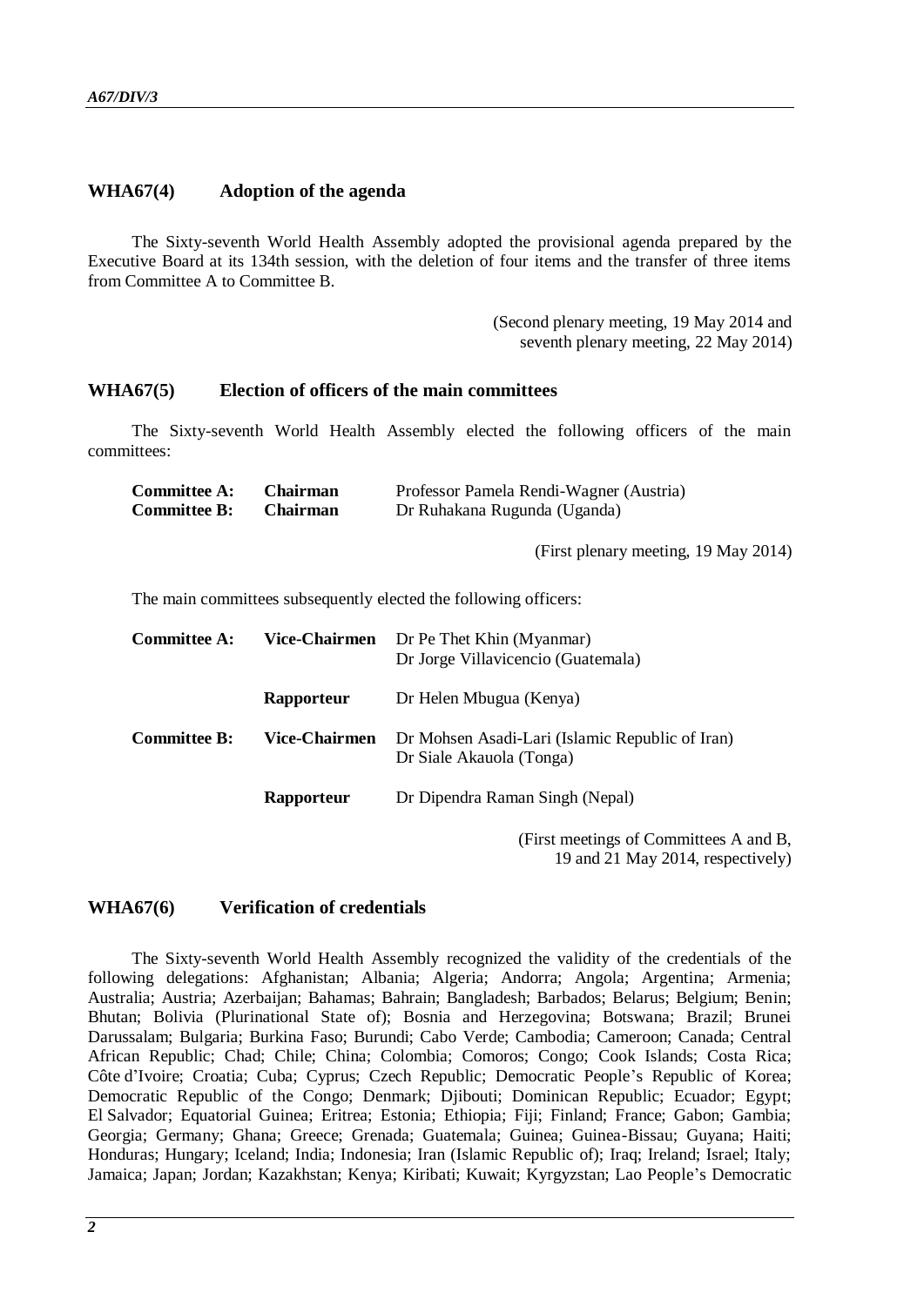## WHA67(4) Adoption of the agenda

The Sixty-seventh World Health Assembly adopted the provisional agenda prepared by the Executive Board at its 134th session, with the deletion of four items and the transfer of three items from Committee A to Committee B.

(Second plenary meeting, 19 May 2014 and seventh plenary meeting, 22 May 2014)

## WHA67(5) Election of officers of the main committees

The Sixty-seventh World Health Assembly elected the following officers of the main committees:

| | | |
|---|---|---|
| **Committee A:** | **Chairman** | Professor Pamela Rendi-Wagner (Austria) |
| **Committee B:** | **Chairman** | Dr Ruhakana Rugunda (Uganda) |

(First plenary meeting, 19 May 2014)

The main committees subsequently elected the following officers:

| | | |
|---|---|---|
| **Committee A:** | **Vice-Chairmen** | Dr Pe Thet Khin (Myanmar)<br>Dr Jorge Villavicencio (Guatemala) |
| | **Rapporteur** | Dr Helen Mbugua (Kenya) |
| **Committee B:** | **Vice-Chairmen** | Dr Mohsen Asadi-Lari (Islamic Republic of Iran)<br>Dr Siale Akauola (Tonga) |
| | **Rapporteur** | Dr Dipendra Raman Singh (Nepal) |

(First meetings of Committees A and B, 19 and 21 May 2014, respectively)

## WHA67(6) Verification of credentials

The Sixty-seventh World Health Assembly recognized the validity of the credentials of the following delegations: Afghanistan; Albania; Algeria; Andorra; Angola; Argentina; Armenia; Australia; Austria; Azerbaijan; Bahamas; Bahrain; Bangladesh; Barbados; Belarus; Belgium; Benin; Bhutan; Bolivia (Plurinational State of); Bosnia and Herzegovina; Botswana; Brazil; Brunei Darussalam; Bulgaria; Burkina Faso; Burundi; Cabo Verde; Cambodia; Cameroon; Canada; Central African Republic; Chad; Chile; China; Colombia; Comoros; Congo; Cook Islands; Costa Rica; Côte d'Ivoire; Croatia; Cuba; Cyprus; Czech Republic; Democratic People's Republic of Korea; Democratic Republic of the Congo; Denmark; Djibouti; Dominican Republic; Ecuador; Egypt; El Salvador; Equatorial Guinea; Eritrea; Estonia; Ethiopia; Fiji; Finland; France; Gabon; Gambia; Georgia; Germany; Ghana; Greece; Grenada; Guatemala; Guinea; Guinea-Bissau; Guyana; Haiti; Honduras; Hungary; Iceland; India; Indonesia; Iran (Islamic Republic of); Iraq; Ireland; Israel; Italy; Jamaica; Japan; Jordan; Kazakhstan; Kenya; Kiribati; Kuwait; Kyrgyzstan; Lao People's Democratic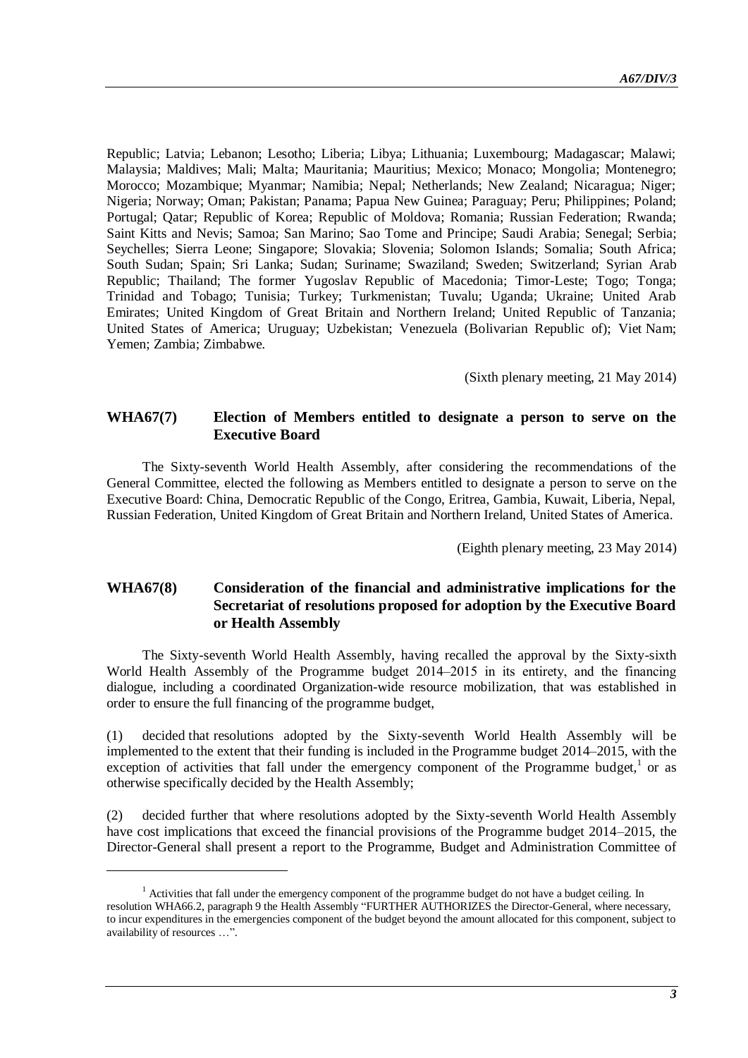Republic; Latvia; Lebanon; Lesotho; Liberia; Libya; Lithuania; Luxembourg; Madagascar; Malawi; Malaysia; Maldives; Mali; Malta; Mauritania; Mauritius; Mexico; Monaco; Mongolia; Montenegro; Morocco; Mozambique; Myanmar; Namibia; Nepal; Netherlands; New Zealand; Nicaragua; Niger; Nigeria; Norway; Oman; Pakistan; Panama; Papua New Guinea; Paraguay; Peru; Philippines; Poland; Portugal; Qatar; Republic of Korea; Republic of Moldova; Romania; Russian Federation; Rwanda; Saint Kitts and Nevis; Samoa; San Marino; Sao Tome and Principe; Saudi Arabia; Senegal; Serbia; Seychelles; Sierra Leone; Singapore; Slovakia; Slovenia; Solomon Islands; Somalia; South Africa; South Sudan; Spain; Sri Lanka; Sudan; Suriname; Swaziland; Sweden; Switzerland; Syrian Arab Republic; Thailand; The former Yugoslav Republic of Macedonia; Timor-Leste; Togo; Tonga; Trinidad and Tobago; Tunisia; Turkey; Turkmenistan; Tuvalu; Uganda; Ukraine; United Arab Emirates; United Kingdom of Great Britain and Northern Ireland; United Republic of Tanzania; United States of America; Uruguay; Uzbekistan; Venezuela (Bolivarian Republic of); Viet Nam; Yemen; Zambia; Zimbabwe.

(Sixth plenary meeting, 21 May 2014)

## WHA67(7) Election of Members entitled to designate a person to serve on the Executive Board

The Sixty-seventh World Health Assembly, after considering the recommendations of the General Committee, elected the following as Members entitled to designate a person to serve on the Executive Board: China, Democratic Republic of the Congo, Eritrea, Gambia, Kuwait, Liberia, Nepal, Russian Federation, United Kingdom of Great Britain and Northern Ireland, United States of America.

(Eighth plenary meeting, 23 May 2014)

## WHA67(8) Consideration of the financial and administrative implications for the Secretariat of resolutions proposed for adoption by the Executive Board or Health Assembly

The Sixty-seventh World Health Assembly, having recalled the approval by the Sixty-sixth World Health Assembly of the Programme budget 2014–2015 in its entirety, and the financing dialogue, including a coordinated Organization-wide resource mobilization, that was established in order to ensure the full financing of the programme budget,

(1) decided that resolutions adopted by the Sixty-seventh World Health Assembly will be implemented to the extent that their funding is included in the Programme budget 2014–2015, with the exception of activities that fall under the emergency component of the Programme budget,[1] or as otherwise specifically decided by the Health Assembly;

(2) decided further that where resolutions adopted by the Sixty-seventh World Health Assembly have cost implications that exceed the financial provisions of the Programme budget 2014–2015, the Director-General shall present a report to the Programme, Budget and Administration Committee of

[1] Activities that fall under the emergency component of the programme budget do not have a budget ceiling. In resolution WHA66.2, paragraph 9 the Health Assembly "FURTHER AUTHORIZES the Director-General, where necessary, to incur expenditures in the emergencies component of the budget beyond the amount allocated for this component, subject to availability of resources …".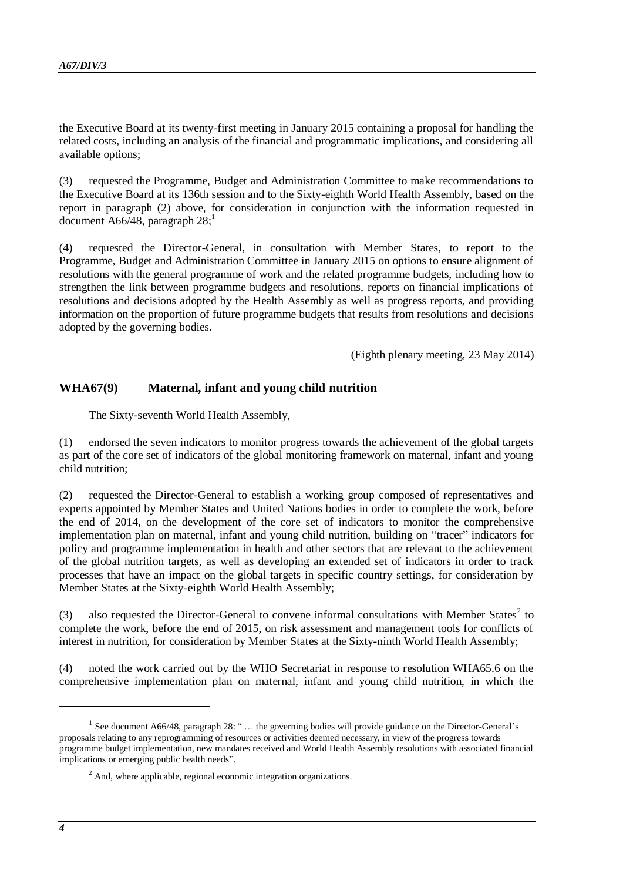the Executive Board at its twenty-first meeting in January 2015 containing a proposal for handling the related costs, including an analysis of the financial and programmatic implications, and considering all available options;

(3) requested the Programme, Budget and Administration Committee to make recommendations to the Executive Board at its 136th session and to the Sixty-eighth World Health Assembly, based on the report in paragraph (2) above, for consideration in conjunction with the information requested in document A66/48, paragraph 28;[1]

(4) requested the Director-General, in consultation with Member States, to report to the Programme, Budget and Administration Committee in January 2015 on options to ensure alignment of resolutions with the general programme of work and the related programme budgets, including how to strengthen the link between programme budgets and resolutions, reports on financial implications of resolutions and decisions adopted by the Health Assembly as well as progress reports, and providing information on the proportion of future programme budgets that results from resolutions and decisions adopted by the governing bodies.

(Eighth plenary meeting, 23 May 2014)

## WHA67(9) Maternal, infant and young child nutrition

The Sixty-seventh World Health Assembly,

(1) endorsed the seven indicators to monitor progress towards the achievement of the global targets as part of the core set of indicators of the global monitoring framework on maternal, infant and young child nutrition;

(2) requested the Director-General to establish a working group composed of representatives and experts appointed by Member States and United Nations bodies in order to complete the work, before the end of 2014, on the development of the core set of indicators to monitor the comprehensive implementation plan on maternal, infant and young child nutrition, building on "tracer" indicators for policy and programme implementation in health and other sectors that are relevant to the achievement of the global nutrition targets, as well as developing an extended set of indicators in order to track processes that have an impact on the global targets in specific country settings, for consideration by Member States at the Sixty-eighth World Health Assembly;

(3) also requested the Director-General to convene informal consultations with Member States[2] to complete the work, before the end of 2015, on risk assessment and management tools for conflicts of interest in nutrition, for consideration by Member States at the Sixty-ninth World Health Assembly;

(4) noted the work carried out by the WHO Secretariat in response to resolution WHA65.6 on the comprehensive implementation plan on maternal, infant and young child nutrition, in which the

---

[1] See document A66/48, paragraph 28: " … the governing bodies will provide guidance on the Director-General's proposals relating to any reprogramming of resources or activities deemed necessary, in view of the progress towards programme budget implementation, new mandates received and World Health Assembly resolutions with associated financial implications or emerging public health needs".

[2] And, where applicable, regional economic integration organizations.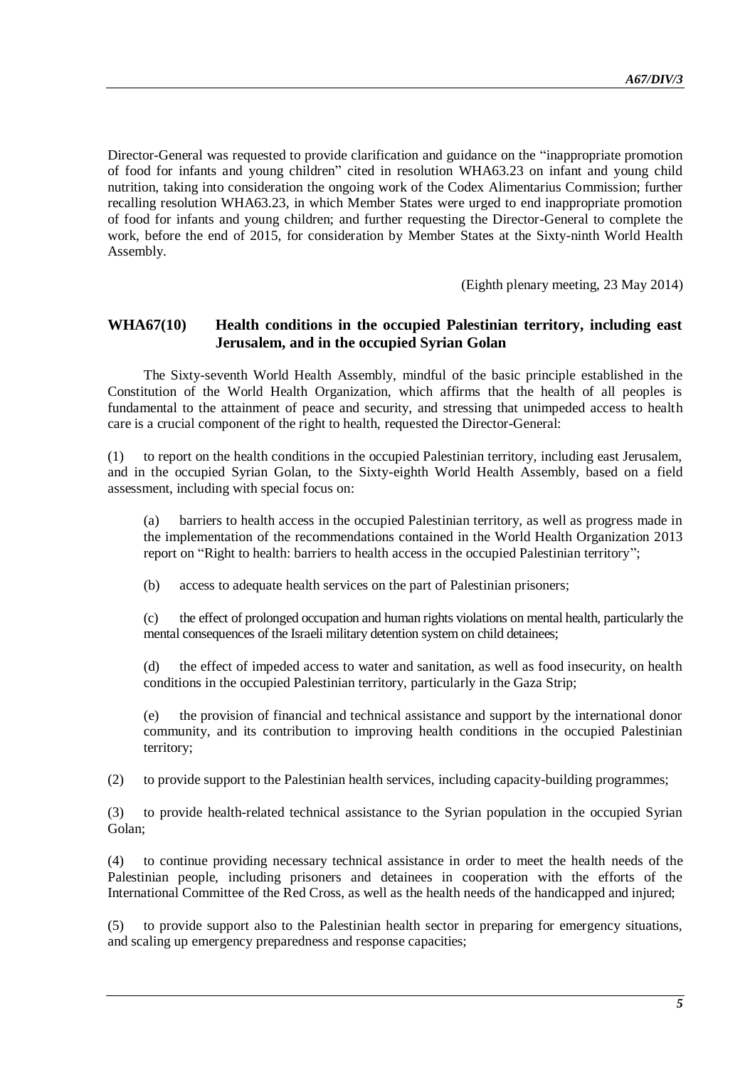Director-General was requested to provide clarification and guidance on the "inappropriate promotion of food for infants and young children" cited in resolution WHA63.23 on infant and young child nutrition, taking into consideration the ongoing work of the Codex Alimentarius Commission; further recalling resolution WHA63.23, in which Member States were urged to end inappropriate promotion of food for infants and young children; and further requesting the Director-General to complete the work, before the end of 2015, for consideration by Member States at the Sixty-ninth World Health Assembly.

(Eighth plenary meeting, 23 May 2014)

## WHA67(10) Health conditions in the occupied Palestinian territory, including east Jerusalem, and in the occupied Syrian Golan

The Sixty-seventh World Health Assembly, mindful of the basic principle established in the Constitution of the World Health Organization, which affirms that the health of all peoples is fundamental to the attainment of peace and security, and stressing that unimpeded access to health care is a crucial component of the right to health, requested the Director-General:

(1) to report on the health conditions in the occupied Palestinian territory, including east Jerusalem, and in the occupied Syrian Golan, to the Sixty-eighth World Health Assembly, based on a field assessment, including with special focus on:

(a) barriers to health access in the occupied Palestinian territory, as well as progress made in the implementation of the recommendations contained in the World Health Organization 2013 report on "Right to health: barriers to health access in the occupied Palestinian territory";

(b) access to adequate health services on the part of Palestinian prisoners;

(c) the effect of prolonged occupation and human rights violations on mental health, particularly the mental consequences of the Israeli military detention system on child detainees;

(d) the effect of impeded access to water and sanitation, as well as food insecurity, on health conditions in the occupied Palestinian territory, particularly in the Gaza Strip;

(e) the provision of financial and technical assistance and support by the international donor community, and its contribution to improving health conditions in the occupied Palestinian territory;

(2) to provide support to the Palestinian health services, including capacity-building programmes;

(3) to provide health-related technical assistance to the Syrian population in the occupied Syrian Golan;

(4) to continue providing necessary technical assistance in order to meet the health needs of the Palestinian people, including prisoners and detainees in cooperation with the efforts of the International Committee of the Red Cross, as well as the health needs of the handicapped and injured;

(5) to provide support also to the Palestinian health sector in preparing for emergency situations, and scaling up emergency preparedness and response capacities;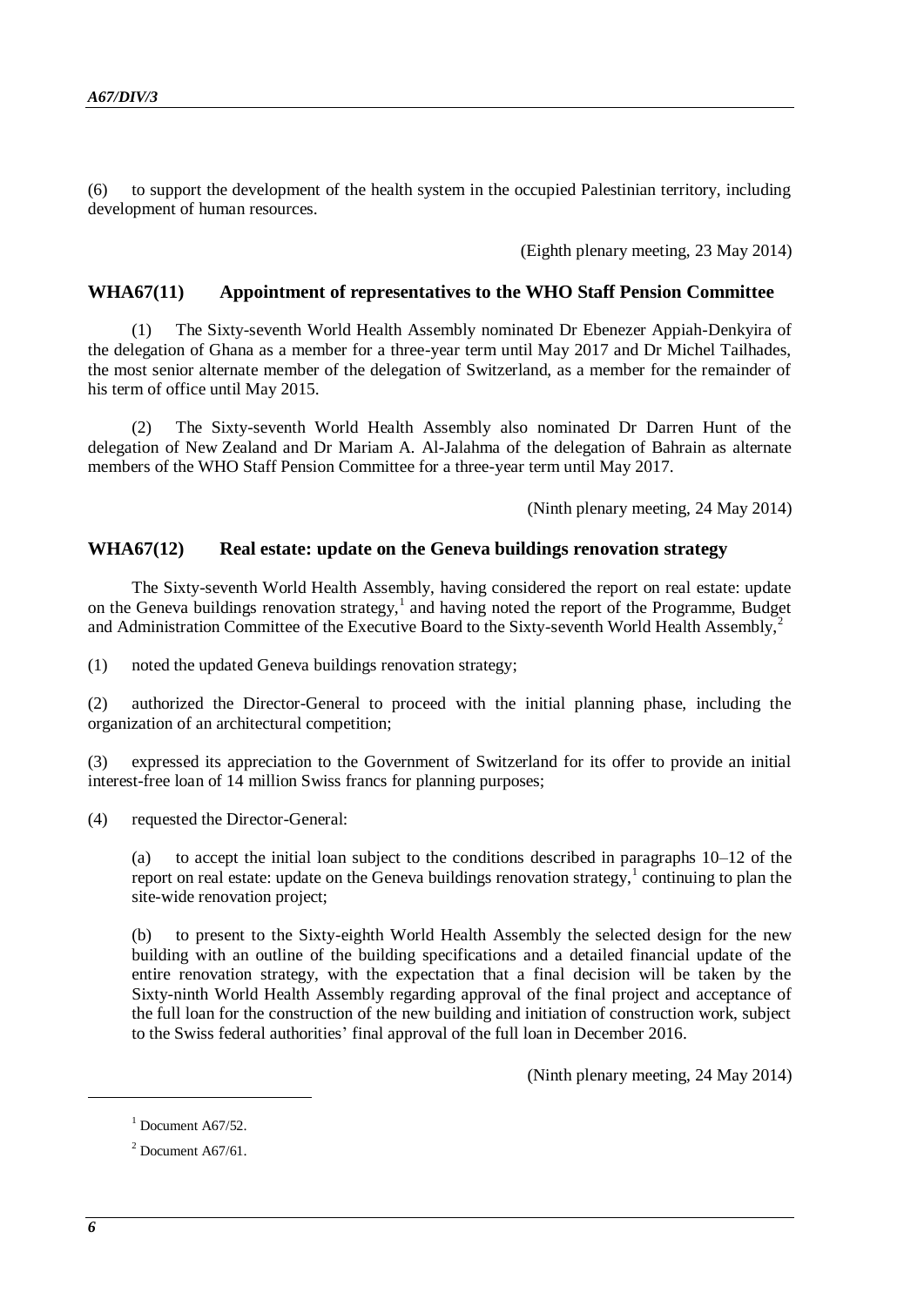(6) to support the development of the health system in the occupied Palestinian territory, including development of human resources.

(Eighth plenary meeting, 23 May 2014)

## WHA67(11) Appointment of representatives to the WHO Staff Pension Committee

(1) The Sixty-seventh World Health Assembly nominated Dr Ebenezer Appiah-Denkyira of the delegation of Ghana as a member for a three-year term until May 2017 and Dr Michel Tailhades, the most senior alternate member of the delegation of Switzerland, as a member for the remainder of his term of office until May 2015.

(2) The Sixty-seventh World Health Assembly also nominated Dr Darren Hunt of the delegation of New Zealand and Dr Mariam A. Al-Jalahma of the delegation of Bahrain as alternate members of the WHO Staff Pension Committee for a three-year term until May 2017.

(Ninth plenary meeting, 24 May 2014)

## WHA67(12) Real estate: update on the Geneva buildings renovation strategy

The Sixty-seventh World Health Assembly, having considered the report on real estate: update on the Geneva buildings renovation strategy,[1] and having noted the report of the Programme, Budget and Administration Committee of the Executive Board to the Sixty-seventh World Health Assembly,[2]

(1) noted the updated Geneva buildings renovation strategy;

(2) authorized the Director-General to proceed with the initial planning phase, including the organization of an architectural competition;

(3) expressed its appreciation to the Government of Switzerland for its offer to provide an initial interest-free loan of 14 million Swiss francs for planning purposes;

(4) requested the Director-General:

(a) to accept the initial loan subject to the conditions described in paragraphs 10–12 of the report on real estate: update on the Geneva buildings renovation strategy,[1] continuing to plan the site-wide renovation project;

(b) to present to the Sixty-eighth World Health Assembly the selected design for the new building with an outline of the building specifications and a detailed financial update of the entire renovation strategy, with the expectation that a final decision will be taken by the Sixty-ninth World Health Assembly regarding approval of the final project and acceptance of the full loan for the construction of the new building and initiation of construction work, subject to the Swiss federal authorities' final approval of the full loan in December 2016.

(Ninth plenary meeting, 24 May 2014)

---

[1] Document A67/52.

[2] Document A67/61.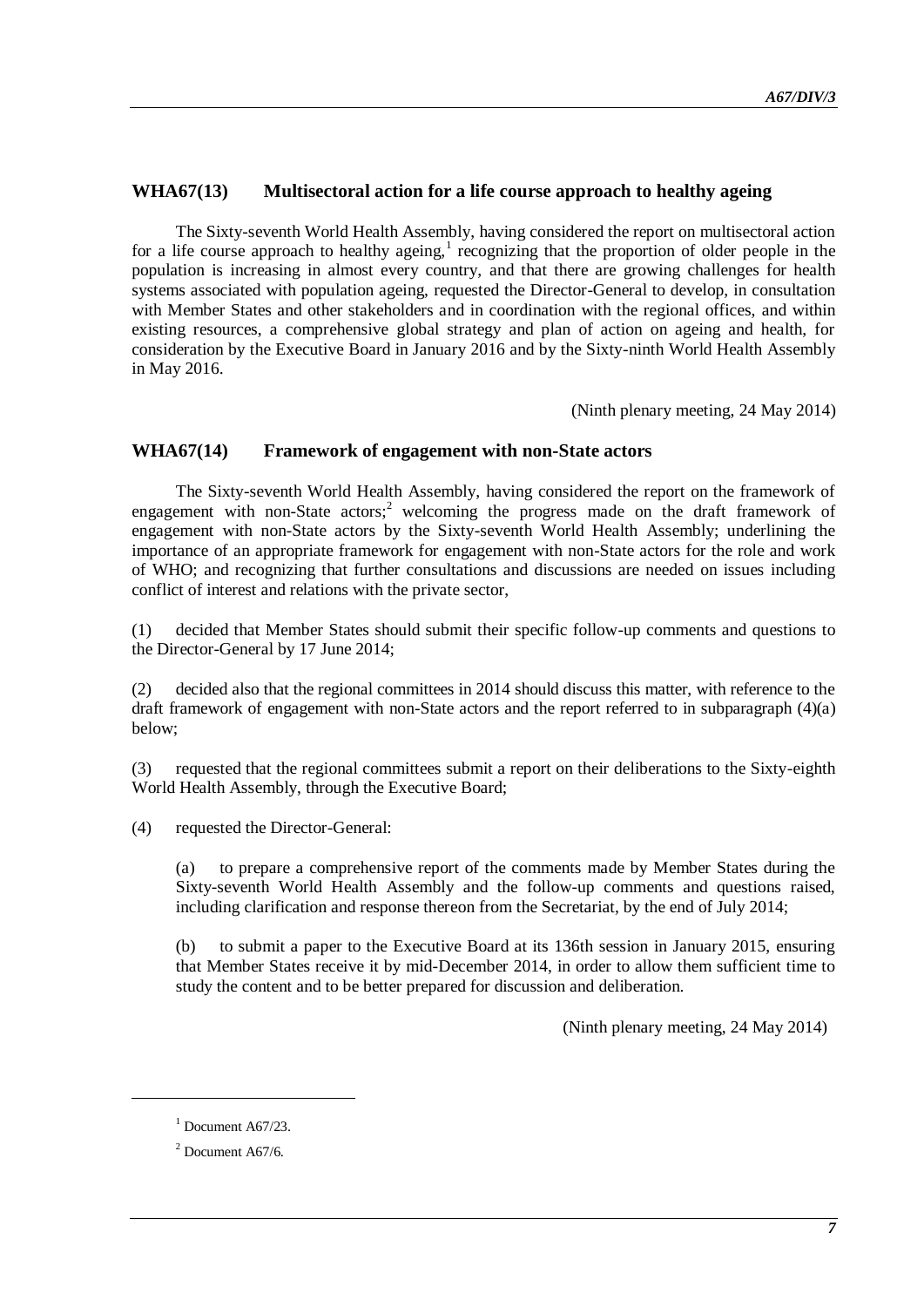## WHA67(13) Multisectoral action for a life course approach to healthy ageing

The Sixty-seventh World Health Assembly, having considered the report on multisectoral action for a life course approach to healthy ageing,[1] recognizing that the proportion of older people in the population is increasing in almost every country, and that there are growing challenges for health systems associated with population ageing, requested the Director-General to develop, in consultation with Member States and other stakeholders and in coordination with the regional offices, and within existing resources, a comprehensive global strategy and plan of action on ageing and health, for consideration by the Executive Board in January 2016 and by the Sixty-ninth World Health Assembly in May 2016.

(Ninth plenary meeting, 24 May 2014)

## WHA67(14) Framework of engagement with non-State actors

The Sixty-seventh World Health Assembly, having considered the report on the framework of engagement with non-State actors;[2] welcoming the progress made on the draft framework of engagement with non-State actors by the Sixty-seventh World Health Assembly; underlining the importance of an appropriate framework for engagement with non-State actors for the role and work of WHO; and recognizing that further consultations and discussions are needed on issues including conflict of interest and relations with the private sector,

(1) decided that Member States should submit their specific follow-up comments and questions to the Director-General by 17 June 2014;

(2) decided also that the regional committees in 2014 should discuss this matter, with reference to the draft framework of engagement with non-State actors and the report referred to in subparagraph (4)(a) below;

(3) requested that the regional committees submit a report on their deliberations to the Sixty-eighth World Health Assembly, through the Executive Board;

(4) requested the Director-General:

(a) to prepare a comprehensive report of the comments made by Member States during the Sixty-seventh World Health Assembly and the follow-up comments and questions raised, including clarification and response thereon from the Secretariat, by the end of July 2014;

(b) to submit a paper to the Executive Board at its 136th session in January 2015, ensuring that Member States receive it by mid-December 2014, in order to allow them sufficient time to study the content and to be better prepared for discussion and deliberation.

(Ninth plenary meeting, 24 May 2014)

---

[1] Document A67/23.

[2] Document A67/6.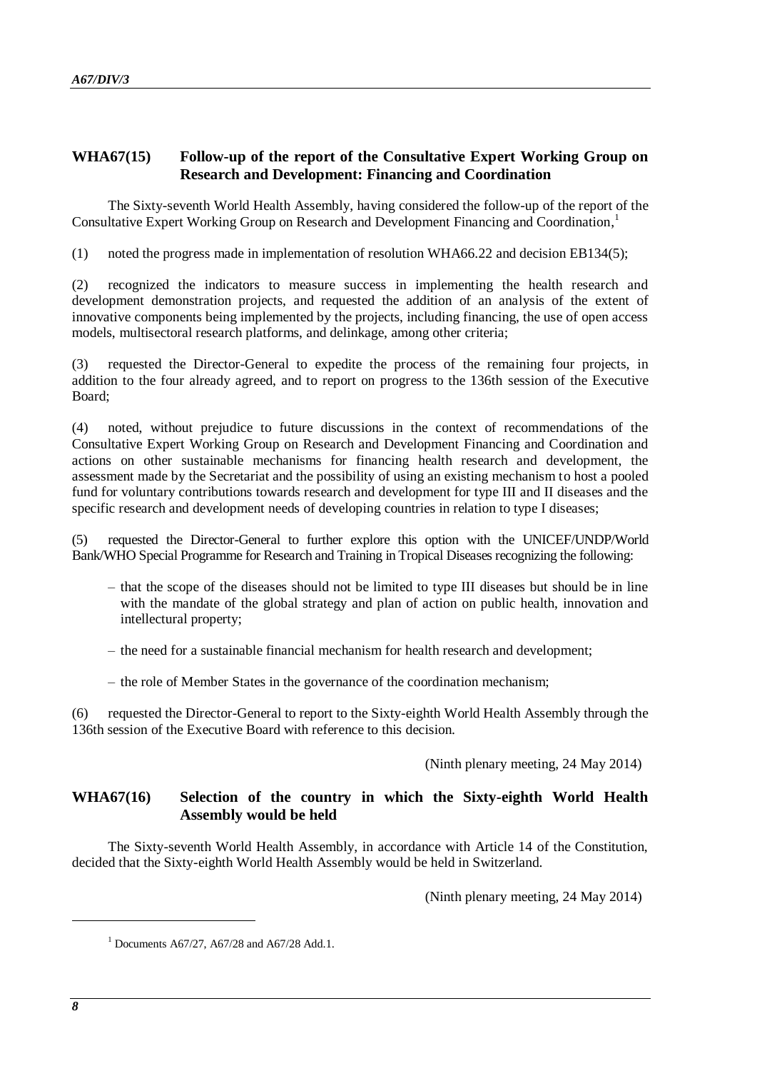## WHA67(15) Follow-up of the report of the Consultative Expert Working Group on Research and Development: Financing and Coordination

The Sixty-seventh World Health Assembly, having considered the follow-up of the report of the Consultative Expert Working Group on Research and Development Financing and Coordination,[1]

(1) noted the progress made in implementation of resolution WHA66.22 and decision EB134(5);

(2) recognized the indicators to measure success in implementing the health research and development demonstration projects, and requested the addition of an analysis of the extent of innovative components being implemented by the projects, including financing, the use of open access models, multisectoral research platforms, and delinkage, among other criteria;

(3) requested the Director-General to expedite the process of the remaining four projects, in addition to the four already agreed, and to report on progress to the 136th session of the Executive Board;

(4) noted, without prejudice to future discussions in the context of recommendations of the Consultative Expert Working Group on Research and Development Financing and Coordination and actions on other sustainable mechanisms for financing health research and development, the assessment made by the Secretariat and the possibility of using an existing mechanism to host a pooled fund for voluntary contributions towards research and development for type III and II diseases and the specific research and development needs of developing countries in relation to type I diseases;

(5) requested the Director-General to further explore this option with the UNICEF/UNDP/World Bank/WHO Special Programme for Research and Training in Tropical Diseases recognizing the following:

- that the scope of the diseases should not be limited to type III diseases but should be in line with the mandate of the global strategy and plan of action on public health, innovation and intellectual property;
- the need for a sustainable financial mechanism for health research and development;
- the role of Member States in the governance of the coordination mechanism;

(6) requested the Director-General to report to the Sixty-eighth World Health Assembly through the 136th session of the Executive Board with reference to this decision.

(Ninth plenary meeting, 24 May 2014)

## WHA67(16) Selection of the country in which the Sixty-eighth World Health Assembly would be held

The Sixty-seventh World Health Assembly, in accordance with Article 14 of the Constitution, decided that the Sixty-eighth World Health Assembly would be held in Switzerland.

(Ninth plenary meeting, 24 May 2014)

---

[1] Documents A67/27, A67/28 and A67/28 Add.1.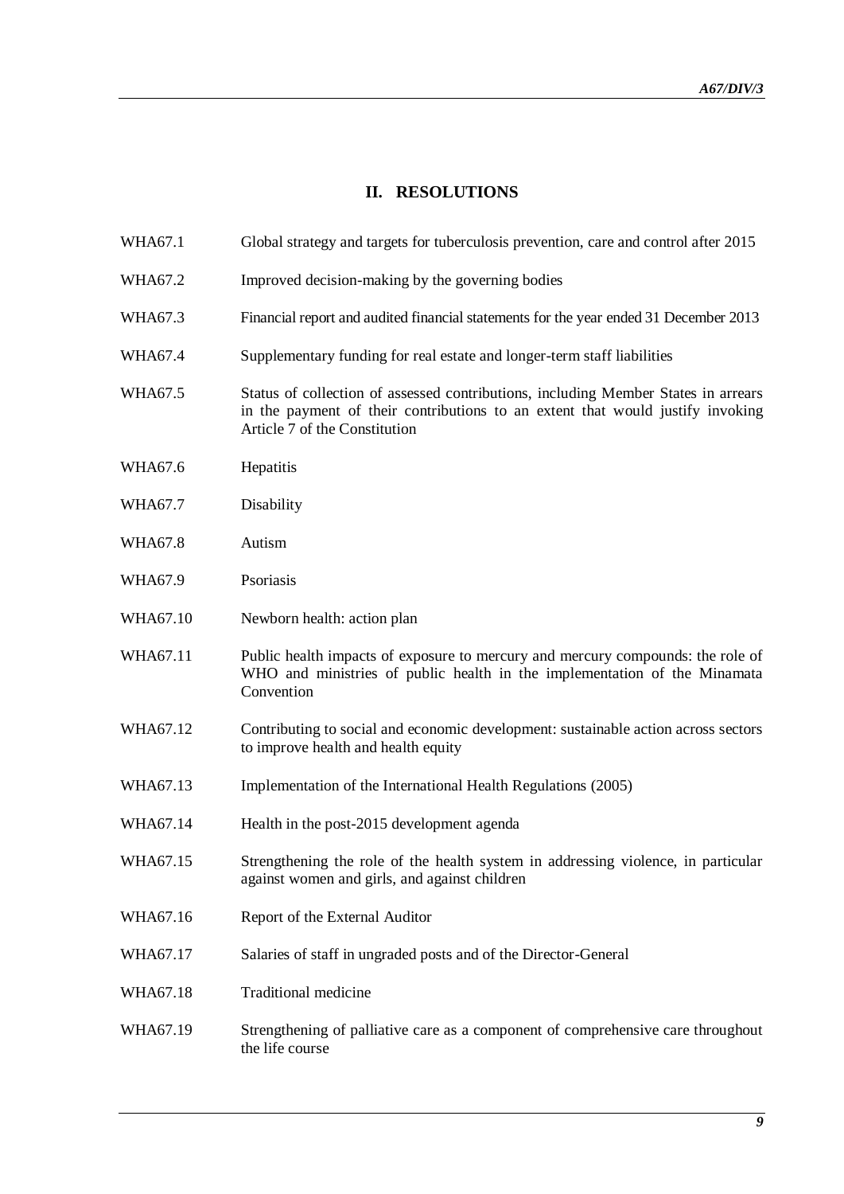## II. RESOLUTIONS

| | |
|---|---|
| WHA67.1 | Global strategy and targets for tuberculosis prevention, care and control after 2015 |
| WHA67.2 | Improved decision-making by the governing bodies |
| WHA67.3 | Financial report and audited financial statements for the year ended 31 December 2013 |
| WHA67.4 | Supplementary funding for real estate and longer-term staff liabilities |
| WHA67.5 | Status of collection of assessed contributions, including Member States in arrears in the payment of their contributions to an extent that would justify invoking Article 7 of the Constitution |
| WHA67.6 | Hepatitis |
| WHA67.7 | Disability |
| WHA67.8 | Autism |
| WHA67.9 | Psoriasis |
| WHA67.10 | Newborn health: action plan |
| WHA67.11 | Public health impacts of exposure to mercury and mercury compounds: the role of WHO and ministries of public health in the implementation of the Minamata Convention |
| WHA67.12 | Contributing to social and economic development: sustainable action across sectors to improve health and health equity |
| WHA67.13 | Implementation of the International Health Regulations (2005) |
| WHA67.14 | Health in the post-2015 development agenda |
| WHA67.15 | Strengthening the role of the health system in addressing violence, in particular against women and girls, and against children |
| WHA67.16 | Report of the External Auditor |
| WHA67.17 | Salaries of staff in ungraded posts and of the Director-General |
| WHA67.18 | Traditional medicine |
| WHA67.19 | Strengthening of palliative care as a component of comprehensive care throughout the life course |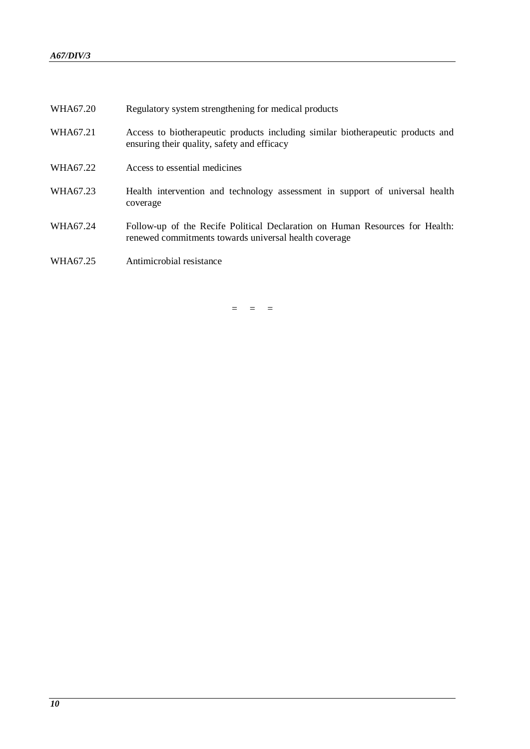| | |
|---|---|
| WHA67.20 | Regulatory system strengthening for medical products |
| WHA67.21 | Access to biotherapeutic products including similar biotherapeutic products and ensuring their quality, safety and efficacy |
| WHA67.22 | Access to essential medicines |
| WHA67.23 | Health intervention and technology assessment in support of universal health coverage |
| WHA67.24 | Follow-up of the Recife Political Declaration on Human Resources for Health: renewed commitments towards universal health coverage |
| WHA67.25 | Antimicrobial resistance |

= = =